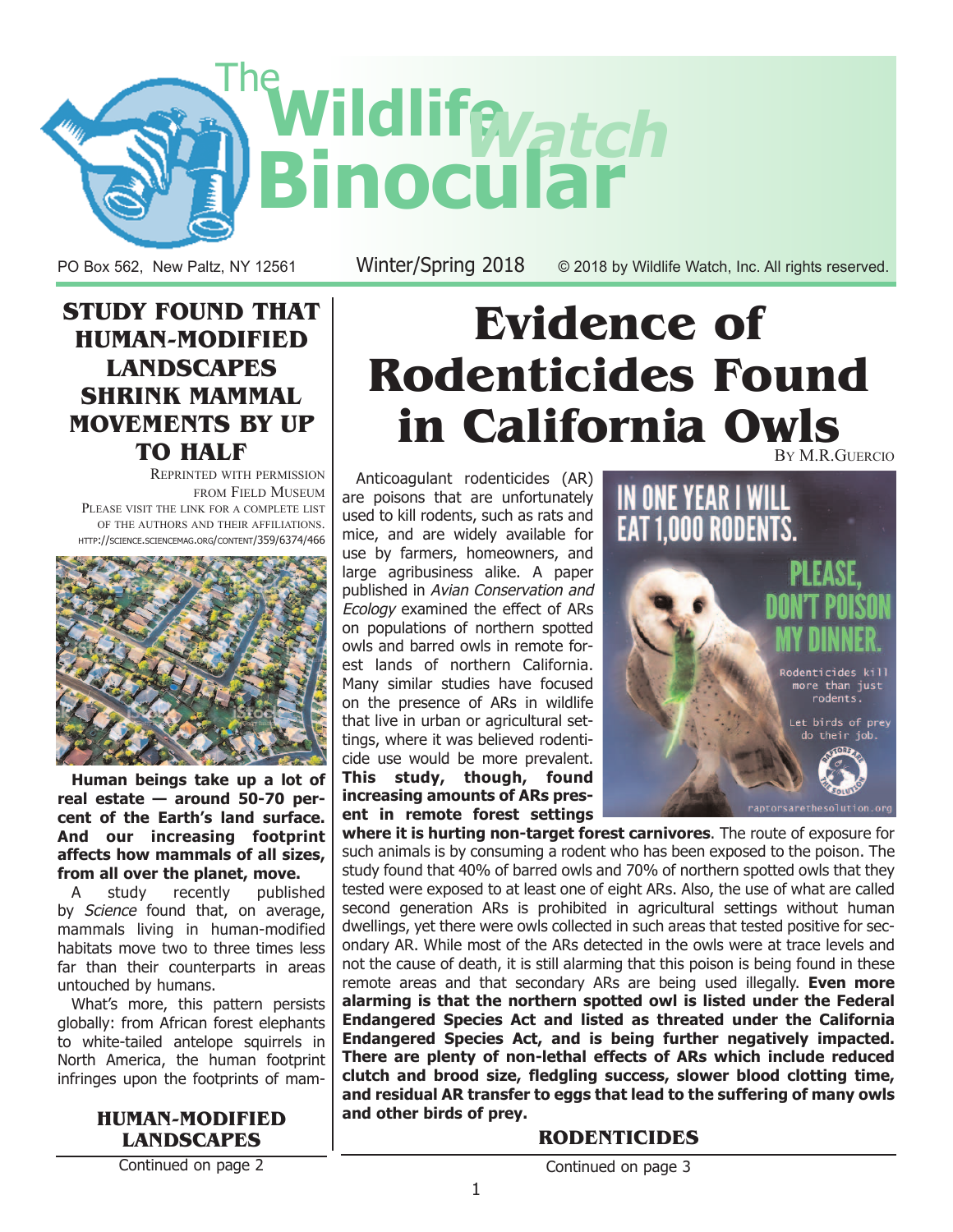# The Wildlife Watch Binocular

PO Box 562, New Paltz, NY 12561 — Winter/Spring 2018 — © 2018 by Wildlife Watch, Inc. All rights reserved.

## STUDY FOUND THAT HUMAN-MODIFIED LANDSCAPES SHRINK MAMMAL MOVEMENTS BY UP TO HALF

Reprinted with permission from Field Museum

Please visit the link for a complete list of the authors and their affiliations. http://science.sciencemag.org/content/359/6374/466

**Human beings take up a lot of real estate — around 50-70 percent of the Earth's land surface. And our increasing footprint affects how mammals of all sizes, from all over the planet, move.**

A study recently published by *Science* found that, on average, mammals living in human-modified habitats move two to three times less far than their counterparts in areas untouched by humans.

What's more, this pattern persists globally: from African forest elephants to white-tailed antelope squirrels in North America, the human footprint infringes upon the footprints of mam-

**HUMAN-MODIFIED LANDSCAPES**

Continued on page 2

## Evidence of Rodenticides Found in California Owls

By M.R.Guercio

Anticoagulant rodenticides (AR) are poisons that are unfortunately used to kill rodents, such as rats and mice, and are widely available for use by farmers, homeowners, and large agribusiness alike. A paper published in *Avian Conservation and Ecology* examined the effect of ARs on populations of northern spotted owls and barred owls in remote forest lands of northern California. Many similar studies have focused on the presence of ARs in wildlife that live in urban or agricultural settings, where it was believed rodenticide use would be more prevalent. **This study, though, found increasing amounts of ARs present in remote forest settings where it is hurting non-target forest carnivores**. The route of exposure for such animals is by consuming a rodent who has been exposed to the poison. The study found that 40% of barred owls and 70% of northern spotted owls that they tested were exposed to at least one of eight ARs. Also, the use of what are called second generation ARs is prohibited in agricultural settings without human dwellings, yet there were owls collected in such areas that tested positive for secondary AR. While most of the ARs detected in the owls were at trace levels and not the cause of death, it is still alarming that this poison is being found in these remote areas and that secondary ARs are being used illegally. **Even more alarming is that the northern spotted owl is listed under the Federal Endangered Species Act and listed as threated under the California Endangered Species Act, and is being further negatively impacted. There are plenty of non-lethal effects of ARs which include reduced clutch and brood size, fledgling success, slower blood clotting time, and residual AR transfer to eggs that lead to the suffering of many owls and other birds of prey.**

IN ONE YEAR I WILL EAT 1,000 RODENTS. PLEASE, DON'T POISON MY DINNER. Rodenticides kill more than just rodents. Let birds of prey do their job. raptorsarethesolution.org

**RODENTICIDES**

Continued on page 3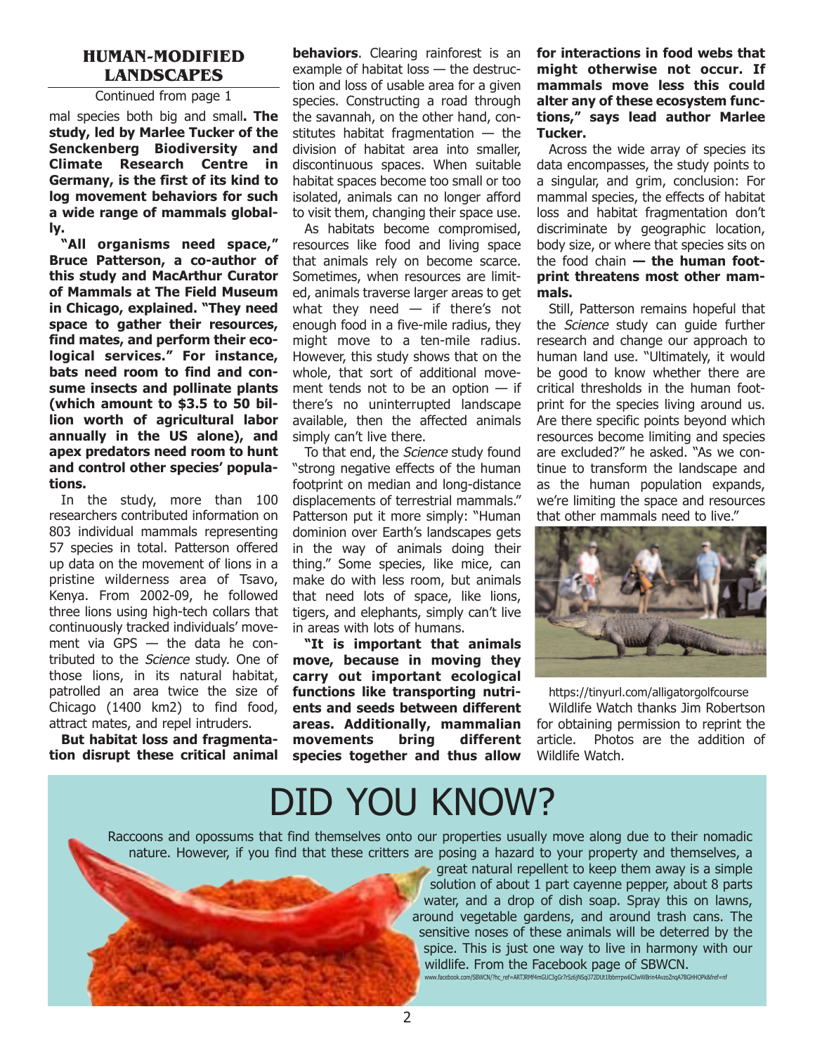## HUMAN-MODIFIED LANDSCAPES

Continued from page 1

mal species both big and small**. The study, led by Marlee Tucker of the Senckenberg Biodiversity and Climate Research Centre in Germany, is the first of its kind to log movement behaviors for such a wide range of mammals globally.**

**"All organisms need space," Bruce Patterson, a co-author of this study and MacArthur Curator of Mammals at The Field Museum in Chicago, explained. "They need space to gather their resources, find mates, and perform their ecological services." For instance, bats need room to find and consume insects and pollinate plants (which amount to $3.5 to 50 billion worth of agricultural labor annually in the US alone), and apex predators need room to hunt and control other species' populations.**

In the study, more than 100 researchers contributed information on 803 individual mammals representing 57 species in total. Patterson offered up data on the movement of lions in a pristine wilderness area of Tsavo, Kenya. From 2002-09, he followed three lions using high-tech collars that continuously tracked individuals' movement via GPS — the data he contributed to the *Science* study. One of those lions, in its natural habitat, patrolled an area twice the size of Chicago (1400 km2) to find food, attract mates, and repel intruders.

**But habitat loss and fragmentation disrupt these critical animal behaviors**. Clearing rainforest is an example of habitat loss — the destruction and loss of usable area for a given species. Constructing a road through the savannah, on the other hand, constitutes habitat fragmentation — the division of habitat area into smaller, discontinuous spaces. When suitable habitat spaces become too small or too isolated, animals can no longer afford to visit them, changing their space use.

As habitats become compromised, resources like food and living space that animals rely on become scarce. Sometimes, when resources are limited, animals traverse larger areas to get what they need — if there's not enough food in a five-mile radius, they might move to a ten-mile radius. However, this study shows that on the whole, that sort of additional movement tends not to be an option — if there's no uninterrupted landscape available, then the affected animals simply can't live there.

To that end, the *Science* study found "strong negative effects of the human footprint on median and long-distance displacements of terrestrial mammals." Patterson put it more simply: "Human dominion over Earth's landscapes gets in the way of animals doing their thing." Some species, like mice, can make do with less room, but animals that need lots of space, like lions, tigers, and elephants, simply can't live in areas with lots of humans.

**"It is important that animals move, because in moving they carry out important ecological functions like transporting nutrients and seeds between different areas. Additionally, mammalian movements bring different species together and thus allow for interactions in food webs that might otherwise not occur. If mammals move less this could alter any of these ecosystem functions," says lead author Marlee Tucker.**

Across the wide array of species its data encompasses, the study points to a singular, and grim, conclusion: For mammal species, the effects of habitat loss and habitat fragmentation don't discriminate by geographic location, body size, or where that species sits on the food chain **— the human footprint threatens most other mammals.**

Still, Patterson remains hopeful that the *Science* study can guide further research and change our approach to human land use. "Ultimately, it would be good to know whether there are critical thresholds in the human footprint for the species living around us. Are there specific points beyond which resources become limiting and species are excluded?" he asked. "As we continue to transform the landscape and as the human population expands, we're limiting the space and resources that other mammals need to live."

https://tinyurl.com/alligatorgolfcourse

Wildlife Watch thanks Jim Robertson for obtaining permission to reprint the article. Photos are the addition of Wildlife Watch.

# DID YOU KNOW?

Raccoons and opossums that find themselves onto our properties usually move along due to their nomadic nature. However, if you find that these critters are posing a hazard to your property and themselves, a great natural repellent to keep them away is a simple solution of about 1 part cayenne pepper, about 8 parts water, and a drop of dish soap. Spray this on lawns, around vegetable gardens, and around trash cans. The sensitive noses of these animals will be deterred by the spice. This is just one way to live in harmony with our wildlife. From the Facebook page of SBWCN.

www.facebook.com/SBWCN/?hc_ref=ARTJRMf4mGUC3gGr7rSz6jNSqi372DUt1lbbrrrpw6C3wWBrin4AvzoZnqA7BGHHOPk&fref=nf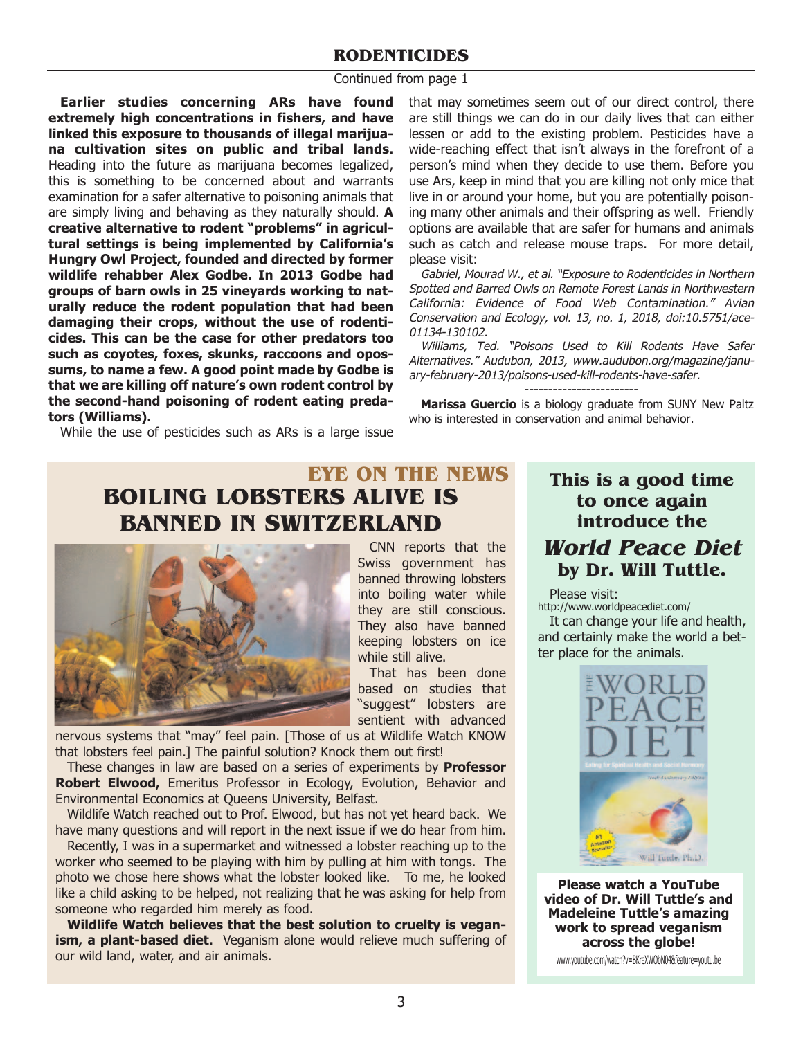## RODENTICIDES

Continued from page 1

**Earlier studies concerning ARs have found extremely high concentrations in fishers, and have linked this exposure to thousands of illegal marijuana cultivation sites on public and tribal lands.** Heading into the future as marijuana becomes legalized, this is something to be concerned about and warrants examination for a safer alternative to poisoning animals that are simply living and behaving as they naturally should. **A creative alternative to rodent "problems" in agricultural settings is being implemented by California's Hungry Owl Project, founded and directed by former wildlife rehabber Alex Godbe. In 2013 Godbe had groups of barn owls in 25 vineyards working to naturally reduce the rodent population that had been damaging their crops, without the use of rodenticides. This can be the case for other predators too such as coyotes, foxes, skunks, raccoons and opossums, to name a few. A good point made by Godbe is that we are killing off nature's own rodent control by the second-hand poisoning of rodent eating predators (Williams).**

While the use of pesticides such as ARs is a large issue that may sometimes seem out of our direct control, there are still things we can do in our daily lives that can either lessen or add to the existing problem. Pesticides have a wide-reaching effect that isn't always in the forefront of a person's mind when they decide to use them. Before you use Ars, keep in mind that you are killing not only mice that live in or around your home, but you are potentially poisoning many other animals and their offspring as well. Friendly options are available that are safer for humans and animals such as catch and release mouse traps. For more detail, please visit:

*Gabriel, Mourad W., et al. "Exposure to Rodenticides in Northern Spotted and Barred Owls on Remote Forest Lands in Northwestern California: Evidence of Food Web Contamination." Avian Conservation and Ecology, vol. 13, no. 1, 2018, doi:10.5751/ace-01134-130102.*

*Williams, Ted. "Poisons Used to Kill Rodents Have Safer Alternatives." Audubon, 2013, www.audubon.org/magazine/january-february-2013/poisons-used-kill-rodents-have-safer.*

------------------------

**Marissa Guercio** is a biology graduate from SUNY New Paltz who is interested in conservation and animal behavior.

### EYE ON THE NEWS

## BOILING LOBSTERS ALIVE IS BANNED IN SWITZERLAND

CNN reports that the Swiss government has banned throwing lobsters into boiling water while they are still conscious. They also have banned keeping lobsters on ice while still alive.

That has been done based on studies that "suggest" lobsters are sentient with advanced nervous systems that "may" feel pain. [Those of us at Wildlife Watch KNOW that lobsters feel pain.] The painful solution? Knock them out first!

These changes in law are based on a series of experiments by **Professor Robert Elwood,** Emeritus Professor in Ecology, Evolution, Behavior and Environmental Economics at Queens University, Belfast.

Wildlife Watch reached out to Prof. Elwood, but has not yet heard back. We have many questions and will report in the next issue if we do hear from him.

Recently, I was in a supermarket and witnessed a lobster reaching up to the worker who seemed to be playing with him by pulling at him with tongs. The photo we chose here shows what the lobster looked like. To me, he looked like a child asking to be helped, not realizing that he was asking for help from someone who regarded him merely as food.

**Wildlife Watch believes that the best solution to cruelty is veganism, a plant-based diet.** Veganism alone would relieve much suffering of our wild land, water, and air animals.

### This is a good time to once again introduce the *World Peace Diet* by Dr. Will Tuttle.

Please visit:
http://www.worldpeacediet.com/

It can change your life and health, and certainly make the world a better place for the animals.

**Please watch a YouTube video of Dr. Will Tuttle's and Madeleine Tuttle's amazing work to spread veganism across the globe!**

www.youtube.com/watch?v=BKreXWObN04&feature=youtu.be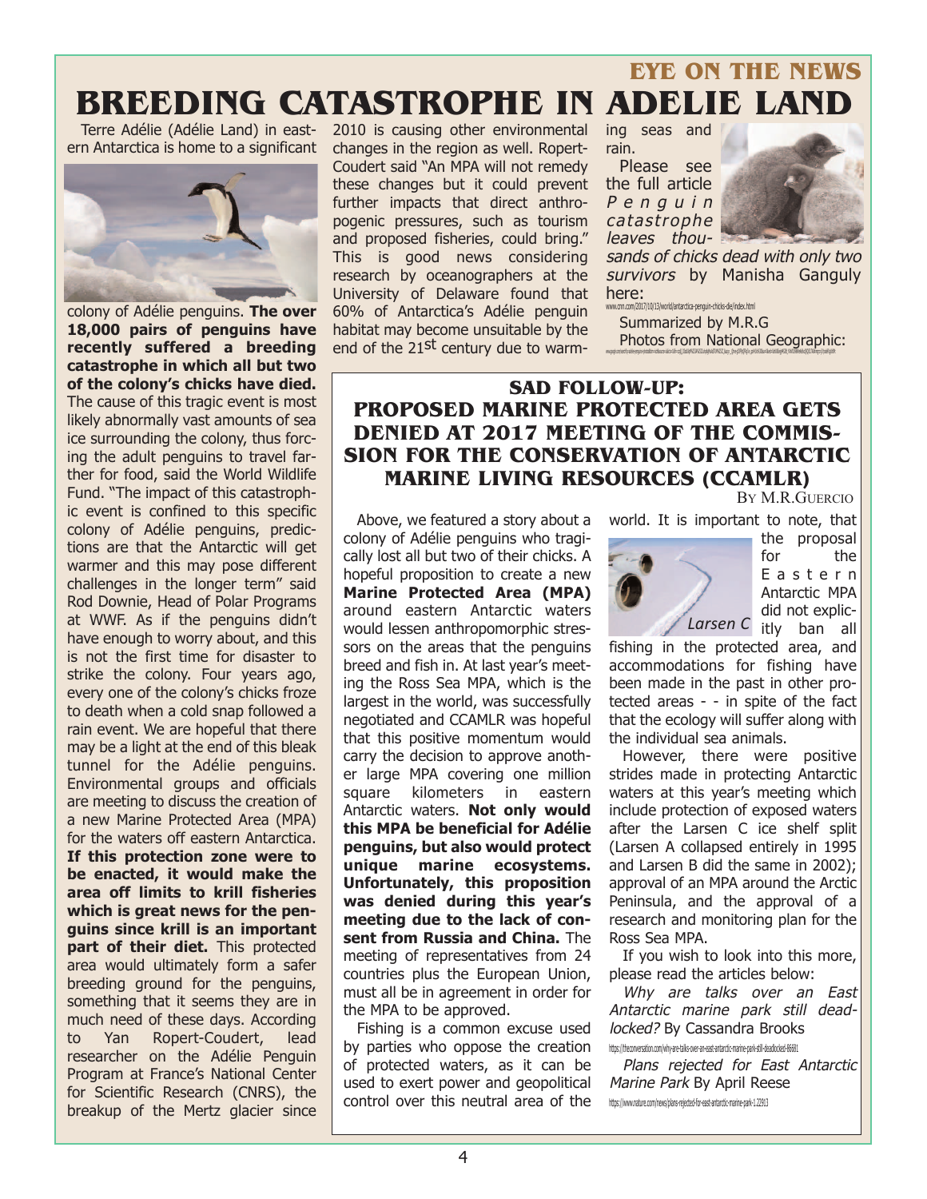EYE ON THE NEWS

# BREEDING CATASTROPHE IN ADELIE LAND

Terre Adélie (Adélie Land) in eastern Antarctica is home to a significant colony of Adélie penguins. **The over 18,000 pairs of penguins have recently suffered a breeding catastrophe in which all but two of the colony's chicks have died.** The cause of this tragic event is most likely abnormally vast amounts of sea ice surrounding the colony, thus forcing the adult penguins to travel farther for food, said the World Wildlife Fund. "The impact of this catastrophic event is confined to this specific colony of Adélie penguins, predictions are that the Antarctic will get warmer and this may pose different challenges in the longer term" said Rod Downie, Head of Polar Programs at WWF. As if the penguins didn't have enough to worry about, and this is not the first time for disaster to strike the colony. Four years ago, every one of the colony's chicks froze to death when a cold snap followed a rain event. We are hopeful that there may be a light at the end of this bleak tunnel for the Adélie penguins. Environmental groups and officials are meeting to discuss the creation of a new Marine Protected Area (MPA) for the waters off eastern Antarctica. **If this protection zone were to be enacted, it would make the area off limits to krill fisheries which is great news for the penguins since krill is an important part of their diet.** This protected area would ultimately form a safer breeding ground for the penguins, something that it seems they are in much need of these days. According to Yan Ropert-Coudert, lead researcher on the Adélie Penguin Program at France's National Center for Scientific Research (CNRS), the breakup of the Mertz glacier since 2010 is causing other environmental changes in the region as well. Ropert-Coudert said "An MPA will not remedy these changes but it could prevent further impacts that direct anthropogenic pressures, such as tourism and proposed fisheries, could bring." This is good news considering research by oceanographers at the University of Delaware found that 60% of Antarctica's Adélie penguin habitat may become unsuitable by the end of the 21st century due to warming seas and rain.

Please see the full article *Penguin catastrophe leaves thousands of chicks dead with only two survivors* by Manisha Ganguly here:

www.cnn.com/2017/10/13/world/antarctica-penguin-chicks-die/index.html

Summarized by M.R.G

Photos from National Geographic:

## SAD FOLLOW-UP: PROPOSED MARINE PROTECTED AREA GETS DENIED AT 2017 MEETING OF THE COMMISSION FOR THE CONSERVATION OF ANTARCTIC MARINE LIVING RESOURCES (CCAMLR)

BY M.R.GUERCIO

Above, we featured a story about a colony of Adélie penguins who tragically lost all but two of their chicks. A hopeful proposition to create a new **Marine Protected Area (MPA)** around eastern Antarctic waters would lessen anthropomorphic stressors on the areas that the penguins breed and fish in. At last year's meeting the Ross Sea MPA, which is the largest in the world, was successfully negotiated and CCAMLR was hopeful that this positive momentum would carry the decision to approve another large MPA covering one million square kilometers in eastern Antarctic waters. **Not only would this MPA be beneficial for Adélie penguins, but also would protect unique marine ecosystems. Unfortunately, this proposition was denied during this year's meeting due to the lack of consent from Russia and China.** The meeting of representatives from 24 countries plus the European Union, must all be in agreement in order for the MPA to be approved.

Fishing is a common excuse used by parties who oppose the creation of protected waters, as it can be used to exert power and geopolitical control over this neutral area of the world. It is important to note, that the proposal for the Eastern Antarctic MPA did not explicitly ban all fishing in the protected area, and accommodations for fishing have been made in the past in other protected areas - - in spite of the fact that the ecology will suffer along with the individual sea animals.

*Larsen C*

However, there were positive strides made in protecting Antarctic waters at this year's meeting which include protection of exposed waters after the Larsen C ice shelf split (Larsen A collapsed entirely in 1995 and Larsen B did the same in 2002); approval of an MPA around the Arctic Peninsula, and the approval of a research and monitoring plan for the Ross Sea MPA.

If you wish to look into this more, please read the articles below:

*Why are talks over an East Antarctic marine park still deadlocked?* By Cassandra Brooks

https://theconversation.com/why-are-talks-over-an-east-antarctic-marine-park-still-deadlocked-86681

*Plans rejected for East Antarctic Marine Park* By April Reese

https://www.nature.com/news/plans-rejected-for-east-antarctic-marine-park-1.22913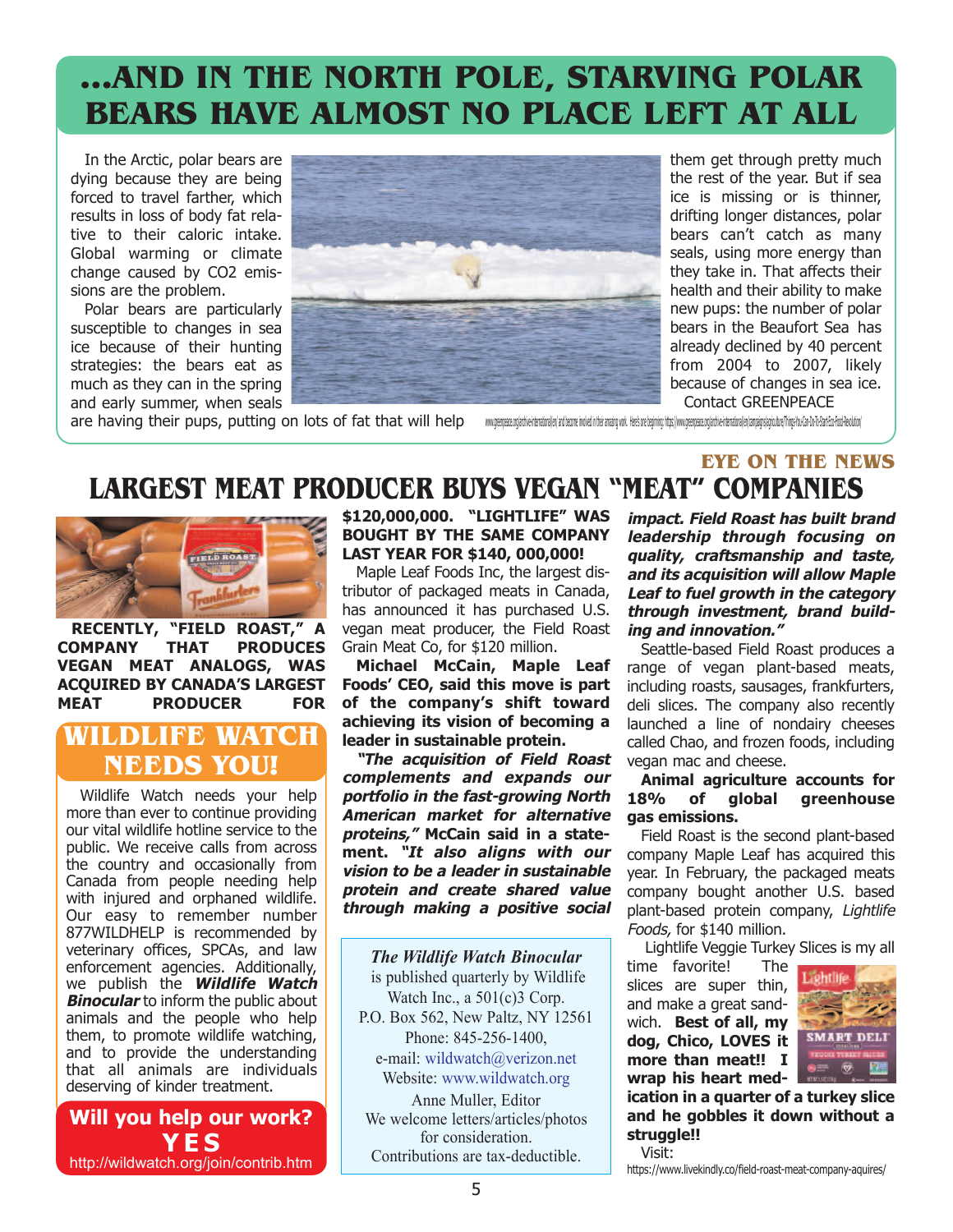# ...AND IN THE NORTH POLE, STARVING POLAR BEARS HAVE ALMOST NO PLACE LEFT AT ALL

In the Arctic, polar bears are dying because they are being forced to travel farther, which results in loss of body fat relative to their caloric intake. Global warming or climate change caused by CO2 emissions are the problem.

Polar bears are particularly susceptible to changes in sea ice because of their hunting strategies: the bears eat as much as they can in the spring and early summer, when seals are having their pups, putting on lots of fat that will help them get through pretty much the rest of the year. But if sea ice is missing or is thinner, drifting longer distances, polar bears can't catch as many seals, using more energy than they take in. That affects their health and their ability to make new pups: the number of polar bears in the Beaufort Sea has already declined by 40 percent from 2004 to 2007, likely because of changes in sea ice.

Contact GREENPEACE

www.greenpeace.org/archive-international/en/ and become involved in their amazing work. Here's one beginning: https://www.greenpeace.org/archive-international/en/campaigns/agriculture/Things-You-Can-Do-To-Start-Eco-Food-Revolution/

EYE ON THE NEWS

## LARGEST MEAT PRODUCER BUYS VEGAN "MEAT" COMPANIES

**RECENTLY, "FIELD ROAST," A COMPANY THAT PRODUCES VEGAN MEAT ANALOGS, WAS ACQUIRED BY CANADA'S LARGEST MEAT PRODUCER FOR $120,000,000. "LIGHTLIFE" WAS BOUGHT BY THE SAME COMPANY LAST YEAR FOR $140, 000,000!**

Maple Leaf Foods Inc, the largest distributor of packaged meats in Canada, has announced it has purchased U.S. vegan meat producer, the Field Roast Grain Meat Co, for $120 million.

**Michael McCain, Maple Leaf Foods' CEO, said this move is part of the company's shift toward achieving its vision of becoming a leader in sustainable protein.**

***"The acquisition of Field Roast complements and expands our portfolio in the fast-growing North American market for alternative proteins,"*** **McCain said in a statement.** ***"It also aligns with our vision to be a leader in sustainable protein and create shared value through making a positive social impact. Field Roast has built brand leadership through focusing on quality, craftsmanship and taste, and its acquisition will allow Maple Leaf to fuel growth in the category through investment, brand building and innovation."***

Seattle-based Field Roast produces a range of vegan plant-based meats, including roasts, sausages, frankfurters, deli slices. The company also recently launched a line of nondairy cheeses called Chao, and frozen foods, including vegan mac and cheese.

**Animal agriculture accounts for 18% of global greenhouse gas emissions.**

Field Roast is the second plant-based company Maple Leaf has acquired this year. In February, the packaged meats company bought another U.S. based plant-based protein company, *Lightlife Foods,* for $140 million.

Lightlife Veggie Turkey Slices is my all time favorite! The slices are super thin, and make a great sandwich. **Best of all, my dog, Chico, LOVES it more than meat!! I wrap his heart medication in a quarter of a turkey slice and he gobbles it down without a struggle!!**

Visit:
https://www.livekindly.co/field-roast-meat-company-aquires/

## WILDLIFE WATCH NEEDS YOU!

Wildlife Watch needs your help more than ever to continue providing our vital wildlife hotline service to the public. We receive calls from across the country and occasionally from Canada from people needing help with injured and orphaned wildlife. Our easy to remember number 877WILDHELP is recommended by veterinary offices, SPCAs, and law enforcement agencies. Additionally, we publish the ***Wildlife Watch Binocular*** to inform the public about animals and the people who help them, to promote wildlife watching, and to provide the understanding that all animals are individuals deserving of kinder treatment.

**Will you help our work? YES**
http://wildwatch.org/join/contrib.htm

*The Wildlife Watch Binocular* is published quarterly by Wildlife Watch Inc., a 501(c)3 Corp.
P.O. Box 562, New Paltz, NY 12561
Phone: 845-256-1400,
e-mail: wildwatch@verizon.net
Website: www.wildwatch.org
Anne Muller, Editor
We welcome letters/articles/photos for consideration.
Contributions are tax-deductible.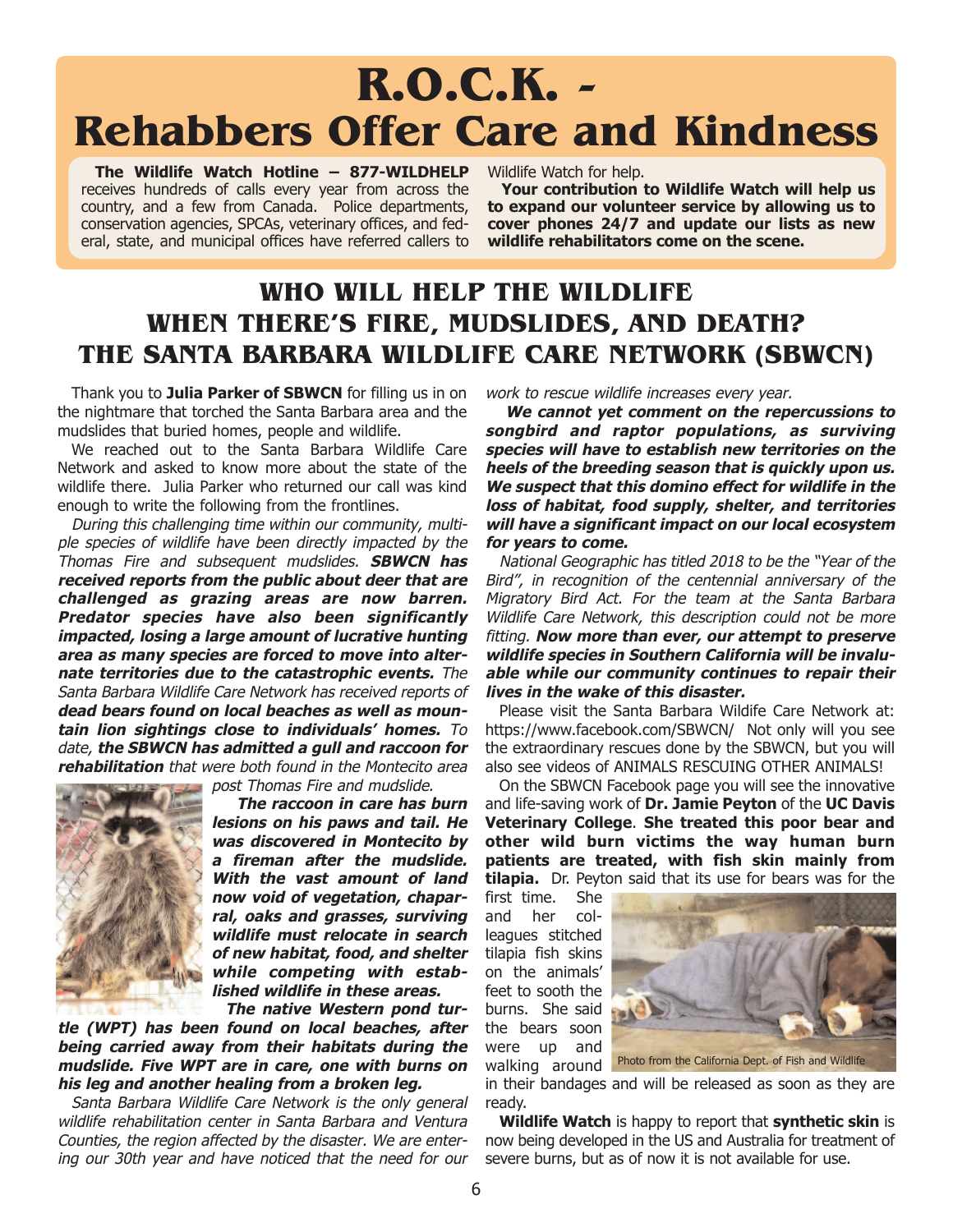# R.O.C.K. - Rehabbers Offer Care and Kindness

**The Wildlife Watch Hotline – 877-WILDHELP** receives hundreds of calls every year from across the country, and a few from Canada. Police departments, conservation agencies, SPCAs, veterinary offices, and federal, state, and municipal offices have referred callers to Wildlife Watch for help.

**Your contribution to Wildlife Watch will help us to expand our volunteer service by allowing us to cover phones 24/7 and update our lists as new wildlife rehabilitators come on the scene.**

## WHO WILL HELP THE WILDLIFE WHEN THERE'S FIRE, MUDSLIDES, AND DEATH? THE SANTA BARBARA WILDLIFE CARE NETWORK (SBWCN)

Thank you to **Julia Parker of SBWCN** for filling us in on the nightmare that torched the Santa Barbara area and the mudslides that buried homes, people and wildlife.

We reached out to the Santa Barbara Wildlife Care Network and asked to know more about the state of the wildlife there. Julia Parker who returned our call was kind enough to write the following from the frontlines.

*During this challenging time within our community, multiple species of wildlife have been directly impacted by the Thomas Fire and subsequent mudslides.* ***SBWCN has received reports from the public about deer that are challenged as grazing areas are now barren. Predator species have also been significantly impacted, losing a large amount of lucrative hunting area as many species are forced to move into alternate territories due to the catastrophic events.*** *The Santa Barbara Wildlife Care Network has received reports of* ***dead bears found on local beaches as well as mountain lion sightings close to individuals' homes.*** *To date,* ***the SBWCN has admitted a gull and raccoon for rehabilitation*** *that were both found in the Montecito area post Thomas Fire and mudslide.*

***The raccoon in care has burn lesions on his paws and tail. He was discovered in Montecito by a fireman after the mudslide. With the vast amount of land now void of vegetation, chaparral, oaks and grasses, surviving wildlife must relocate in search of new habitat, food, and shelter while competing with established wildlife in these areas.***

***The native Western pond turtle (WPT) has been found on local beaches, after being carried away from their habitats during the mudslide. Five WPT are in care, one with burns on his leg and another healing from a broken leg.***

*Santa Barbara Wildlife Care Network is the only general wildlife rehabilitation center in Santa Barbara and Ventura Counties, the region affected by the disaster. We are entering our 30th year and have noticed that the need for our work to rescue wildlife increases every year.*

***We cannot yet comment on the repercussions to songbird and raptor populations, as surviving species will have to establish new territories on the heels of the breeding season that is quickly upon us. We suspect that this domino effect for wildlife in the loss of habitat, food supply, shelter, and territories will have a significant impact on our local ecosystem for years to come.***

*National Geographic has titled 2018 to be the "Year of the Bird", in recognition of the centennial anniversary of the Migratory Bird Act. For the team at the Santa Barbara Wildlife Care Network, this description could not be more fitting.* ***Now more than ever, our attempt to preserve wildlife species in Southern California will be invaluable while our community continues to repair their lives in the wake of this disaster.***

Please visit the Santa Barbara Wildife Care Network at: https://www.facebook.com/SBWCN/ Not only will you see the extraordinary rescues done by the SBWCN, but you will also see videos of ANIMALS RESCUING OTHER ANIMALS!

On the SBWCN Facebook page you will see the innovative and life-saving work of **Dr. Jamie Peyton** of the **UC Davis Veterinary College**. **She treated this poor bear and other wild burn victims the way human burn patients are treated, with fish skin mainly from tilapia.** Dr. Peyton said that its use for bears was for the first time. She and her colleagues stitched tilapia fish skins on the animals' feet to sooth the burns. She said the bears soon were up and walking around in their bandages and will be released as soon as they are ready.

Photo from the California Dept. of Fish and Wildlife

**Wildlife Watch** is happy to report that **synthetic skin** is now being developed in the US and Australia for treatment of severe burns, but as of now it is not available for use.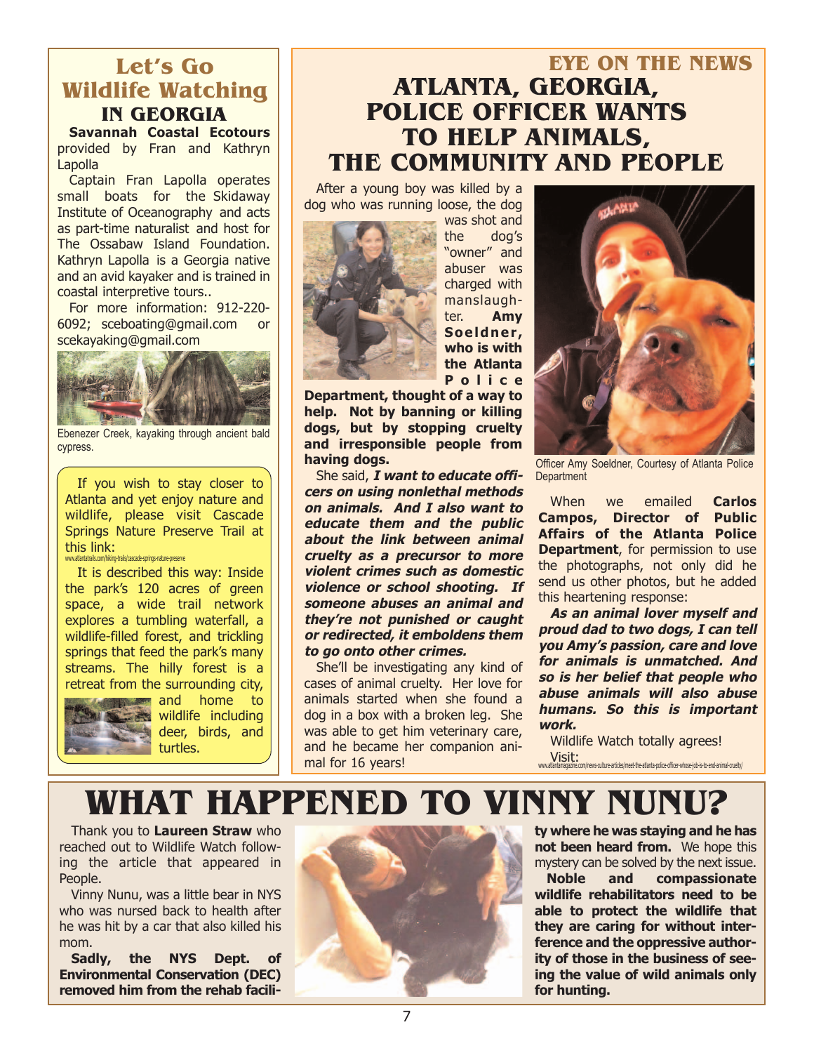# Let's Go Wildlife Watching IN GEORGIA

**Savannah Coastal Ecotours** provided by Fran and Kathryn Lapolla

Captain Fran Lapolla operates small boats for the Skidaway Institute of Oceanography and acts as part-time naturalist and host for The Ossabaw Island Foundation. Kathryn Lapolla is a Georgia native and an avid kayaker and is trained in coastal interpretive tours..

For more information: 912-220-6092; sceboating@gmail.com or scekayaking@gmail.com

Ebenezer Creek, kayaking through ancient bald cypress.

If you wish to stay closer to Atlanta and yet enjoy nature and wildlife, please visit Cascade Springs Nature Preserve Trail at this link: www.atlantatrails.com/hiking-trails/cascade-springs-nature-preserve

It is described this way: Inside the park's 120 acres of green space, a wide trail network explores a tumbling waterfall, a wildlife-filled forest, and trickling springs that feed the park's many streams. The hilly forest is a retreat from the surrounding city, and home to wildlife including deer, birds, and turtles.

## EYE ON THE NEWS

# ATLANTA, GEORGIA, POLICE OFFICER WANTS TO HELP ANIMALS, THE COMMUNITY AND PEOPLE

After a young boy was killed by a dog who was running loose, the dog was shot and the dog's "owner" and abuser was charged with manslaughter. **Amy Soeldner, who is with the Atlanta Police Department, thought of a way to help. Not by banning or killing dogs, but by stopping cruelty and irresponsible people from having dogs.**

She said, ***I want to educate officers on using nonlethal methods on animals. And I also want to educate them and the public about the link between animal cruelty as a precursor to more violent crimes such as domestic violence or school shooting. If someone abuses an animal and they're not punished or caught or redirected, it emboldens them to go onto other crimes.***

She'll be investigating any kind of cases of animal cruelty. Her love for animals started when she found a dog in a box with a broken leg. She was able to get him veterinary care, and he became her companion animal for 16 years!

Officer Amy Soeldner, Courtesy of Atlanta Police Department

When we emailed **Carlos Campos, Director of Public Affairs of the Atlanta Police Department**, for permission to use the photographs, not only did he send us other photos, but he added this heartening response:

***As an animal lover myself and proud dad to two dogs, I can tell you Amy's passion, care and love for animals is unmatched. And so is her belief that people who abuse animals will also abuse humans. So this is important work.***

Wildlife Watch totally agrees!

Visit: www.atlantamagazine.com/news-culture-articles/meet-the-atlanta-police-officer-whose-job-is-to-end-animal-cruelty/

# WHAT HAPPENED TO VINNY NUNU?

Thank you to **Laureen Straw** who reached out to Wildlife Watch following the article that appeared in People.

Vinny Nunu, was a little bear in NYS who was nursed back to health after he was hit by a car that also killed his mom.

**Sadly, the NYS Dept. of Environmental Conservation (DEC) removed him from the rehab facility where he was staying and he has not been heard from.** We hope this mystery can be solved by the next issue.

**Noble and compassionate wildlife rehabilitators need to be able to protect the wildlife that they are caring for without interference and the oppressive authority of those in the business of seeing the value of wild animals only for hunting.**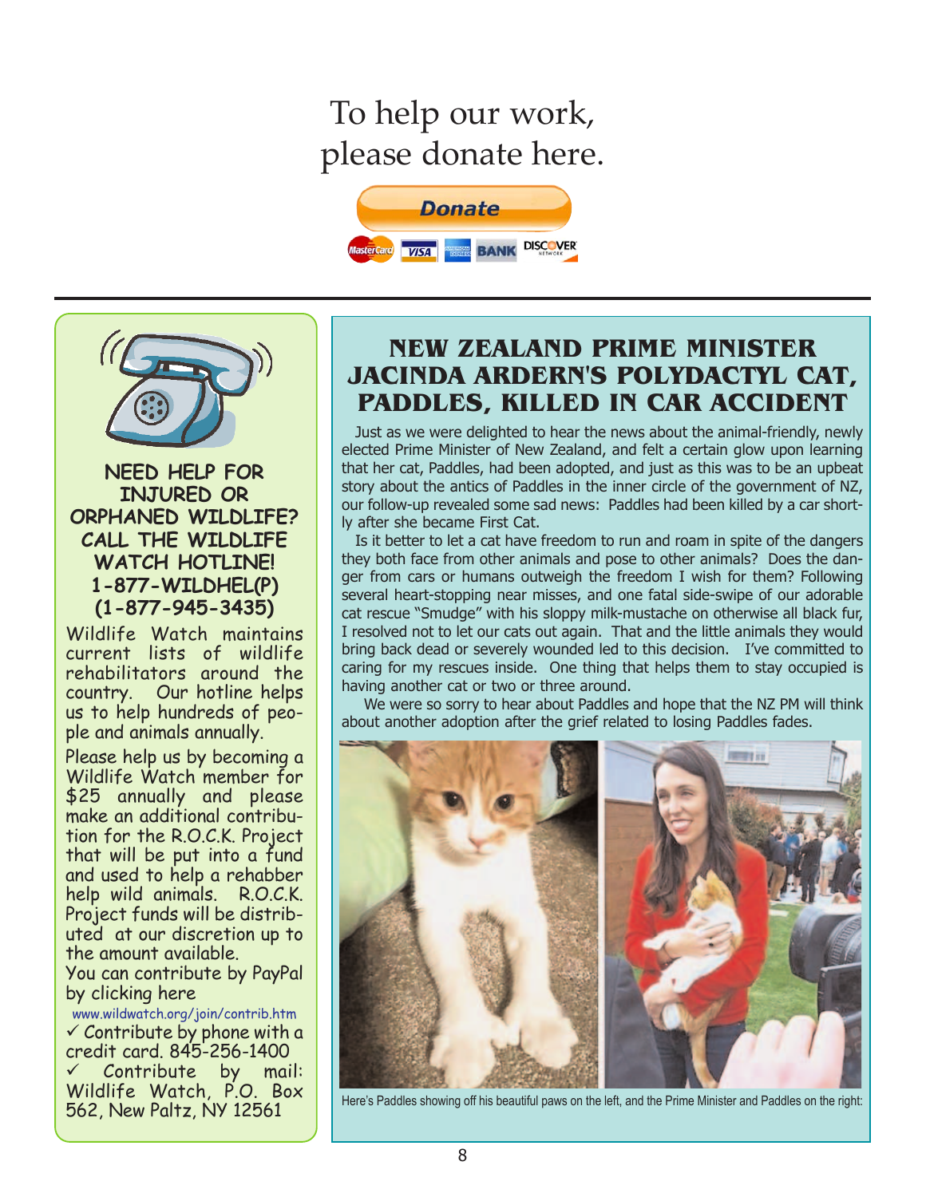To help our work, please donate here.

Donate

## NEED HELP FOR INJURED OR ORPHANED WILDLIFE? CALL THE WILDLIFE WATCH HOTLINE! 1-877-WILDHEL(P) (1-877-945-3435)

Wildlife Watch maintains current lists of wildlife rehabilitators around the country. Our hotline helps us to help hundreds of people and animals annually.

Please help us by becoming a Wildlife Watch member for $25 annually and please make an additional contribution for the R.O.C.K. Project that will be put into a fund and used to help a rehabber help wild animals. R.O.C.K. Project funds will be distributed at our discretion up to the amount available.

You can contribute by PayPal by clicking here

www.wildwatch.org/join/contrib.htm

✓ Contribute by phone with a credit card. 845-256-1400

✓ Contribute by mail: Wildlife Watch, P.O. Box 562, New Paltz, NY 12561

## NEW ZEALAND PRIME MINISTER JACINDA ARDERN'S POLYDACTYL CAT, PADDLES, KILLED IN CAR ACCIDENT

Just as we were delighted to hear the news about the animal-friendly, newly elected Prime Minister of New Zealand, and felt a certain glow upon learning that her cat, Paddles, had been adopted, and just as this was to be an upbeat story about the antics of Paddles in the inner circle of the government of NZ, our follow-up revealed some sad news: Paddles had been killed by a car shortly after she became First Cat.

Is it better to let a cat have freedom to run and roam in spite of the dangers they both face from other animals and pose to other animals? Does the danger from cars or humans outweigh the freedom I wish for them? Following several heart-stopping near misses, and one fatal side-swipe of our adorable cat rescue "Smudge" with his sloppy milk-mustache on otherwise all black fur, I resolved not to let our cats out again. That and the little animals they would bring back dead or severely wounded led to this decision. I've committed to caring for my rescues inside. One thing that helps them to stay occupied is having another cat or two or three around.

We were so sorry to hear about Paddles and hope that the NZ PM will think about another adoption after the grief related to losing Paddles fades.

Here's Paddles showing off his beautiful paws on the left, and the Prime Minister and Paddles on the right: